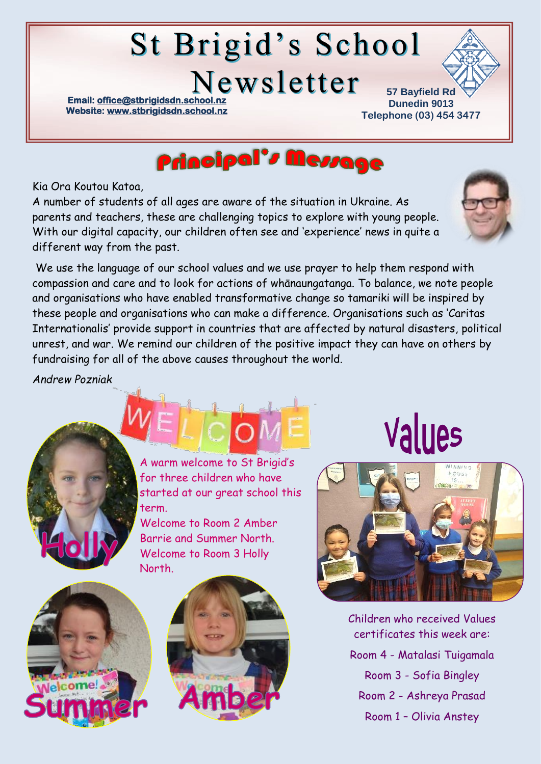# St Brigid's School Newsletter

**Email: office@stbrigidsdn.school.nz**
**Website: www.stbrigidsdn.school.nz**

**57 Bayfield Rd**
**Dunedin 9013**
**Telephone (03) 454 3477**

## Principal's Message

Kia Ora Koutou Katoa,

A number of students of all ages are aware of the situation in Ukraine. As parents and teachers, these are challenging topics to explore with young people. With our digital capacity, our children often see and 'experience' news in quite a different way from the past.

We use the language of our school values and we use prayer to help them respond with compassion and care and to look for actions of whānaungatanga. To balance, we note people and organisations who have enabled transformative change so tamariki will be inspired by these people and organisations who can make a difference. Organisations such as 'Caritas Internationalis' provide support in countries that are affected by natural disasters, political unrest, and war. We remind our children of the positive impact they can have on others by fundraising for all of the above causes throughout the world.

*Andrew Pozniak*

## WELCOME

A warm welcome to St Brigid's for three children who have started at our great school this term.

Welcome to Room 2 Amber Barrie and Summer North.
Welcome to Room 3 Holly North.

Holly

Summer

Amber

## Values

Children who received Values certificates this week are:

Room 4 - Matalasi Tuigamala

Room 3 - Sofia Bingley

Room 2 - Ashreya Prasad

Room 1 – Olivia Anstey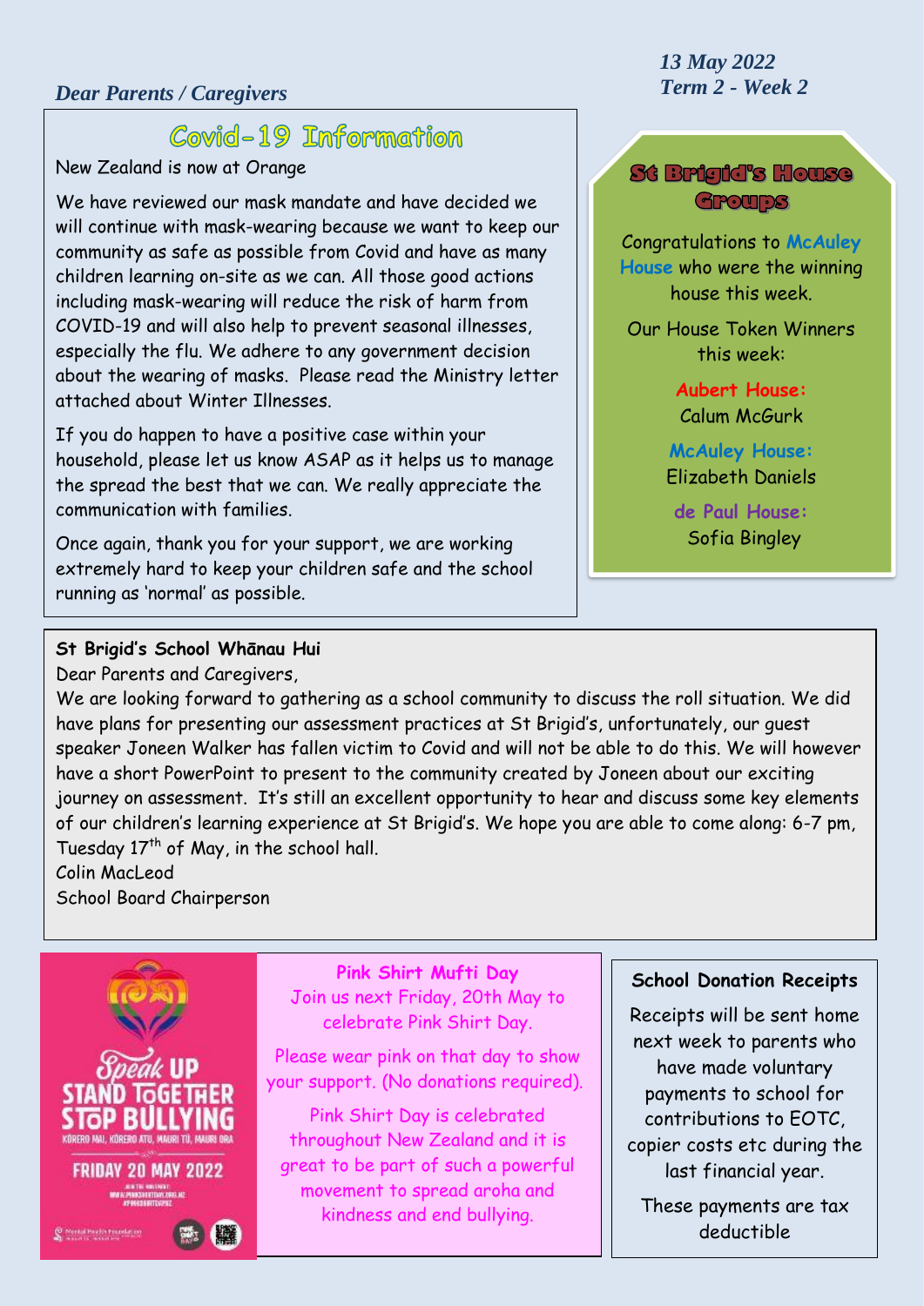*13 May 2022*
*Term 2 - Week 2*

*Dear Parents / Caregivers*

## Covid-19 Information

New Zealand is now at Orange

We have reviewed our mask mandate and have decided we will continue with mask-wearing because we want to keep our community as safe as possible from Covid and have as many children learning on-site as we can. All those good actions including mask-wearing will reduce the risk of harm from COVID-19 and will also help to prevent seasonal illnesses, especially the flu. We adhere to any government decision about the wearing of masks. Please read the Ministry letter attached about Winter Illnesses.

If you do happen to have a positive case within your household, please let us know ASAP as it helps us to manage the spread the best that we can. We really appreciate the communication with families.

Once again, thank you for your support, we are working extremely hard to keep your children safe and the school running as 'normal' as possible.

## St Brigid's House Groups

Congratulations to **McAuley House** who were the winning house this week.

Our House Token Winners this week:

**Aubert House:**
Calum McGurk

**McAuley House:**
Elizabeth Daniels

**de Paul House:**
Sofia Bingley

**St Brigid's School Whānau Hui**

Dear Parents and Caregivers,

We are looking forward to gathering as a school community to discuss the roll situation. We did have plans for presenting our assessment practices at St Brigid's, unfortunately, our guest speaker Joneen Walker has fallen victim to Covid and will not be able to do this. We will however have a short PowerPoint to present to the community created by Joneen about our exciting journey on assessment. It's still an excellent opportunity to hear and discuss some key elements of our children's learning experience at St Brigid's. We hope you are able to come along: 6-7 pm, Tuesday 17th of May, in the school hall.

Colin MacLeod
School Board Chairperson

**Pink Shirt Mufti Day**

Join us next Friday, 20th May to celebrate Pink Shirt Day.

Please wear pink on that day to show your support. (No donations required).

Pink Shirt Day is celebrated throughout New Zealand and it is great to be part of such a powerful movement to spread aroha and kindness and end bullying.

**School Donation Receipts**

Receipts will be sent home next week to parents who have made voluntary payments to school for contributions to EOTC, copier costs etc during the last financial year.

These payments are tax deductible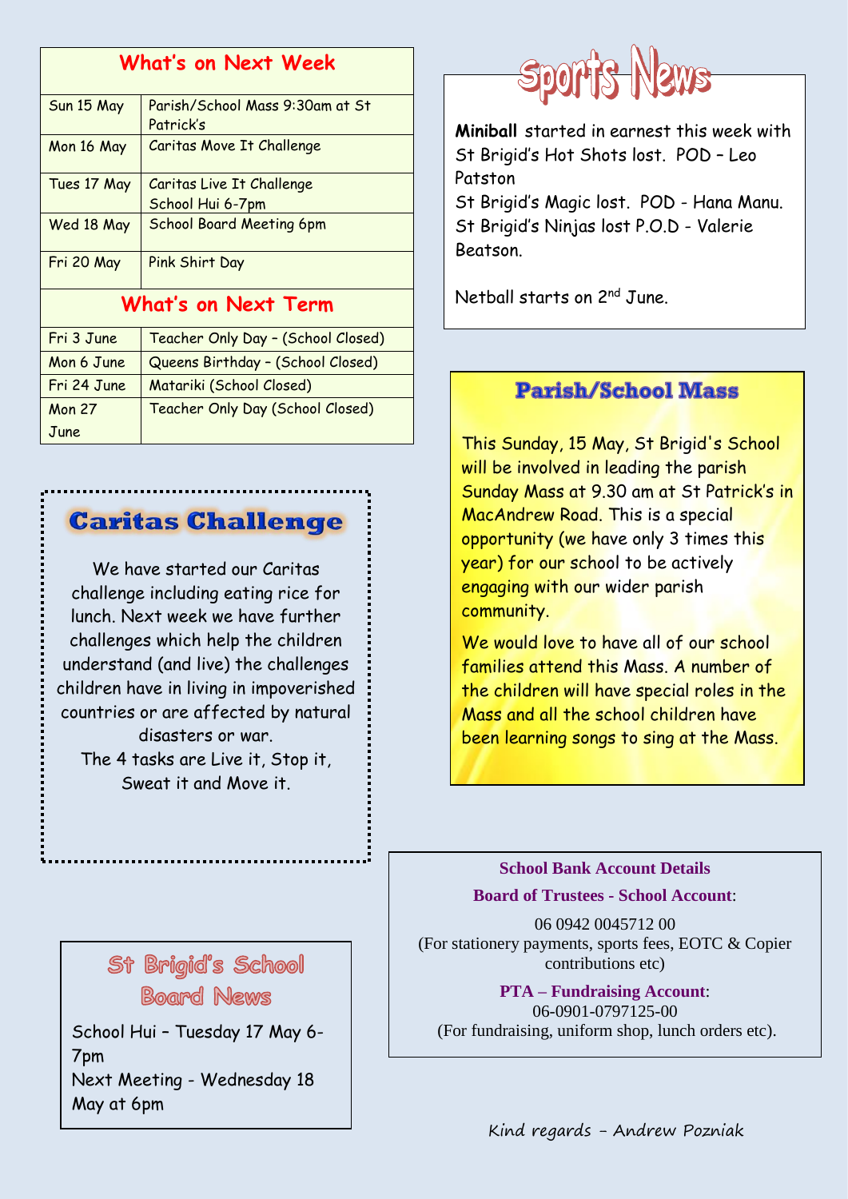## What's on Next Week

| | |
|---|---|
| Sun 15 May | Parish/School Mass 9:30am at St Patrick's |
| Mon 16 May | Caritas Move It Challenge |
| Tues 17 May | Caritas Live It Challenge<br>School Hui 6-7pm |
| Wed 18 May | School Board Meeting 6pm |
| Fri 20 May | Pink Shirt Day |

## What's on Next Term

| | |
|---|---|
| Fri 3 June | Teacher Only Day – (School Closed) |
| Mon 6 June | Queens Birthday – (School Closed) |
| Fri 24 June | Matariki (School Closed) |
| Mon 27 June | Teacher Only Day (School Closed) |

## Caritas Challenge

We have started our Caritas challenge including eating rice for lunch. Next week we have further challenges which help the children understand (and live) the challenges children have in living in impoverished countries or are affected by natural disasters or war.

The 4 tasks are Live it, Stop it, Sweat it and Move it.

## St Brigid's School Board News

School Hui – Tuesday 17 May 6-7pm

Next Meeting - Wednesday 18 May at 6pm

## Sports News

**Miniball** started in earnest this week with St Brigid's Hot Shots lost. POD – Leo Patston

St Brigid's Magic lost. POD - Hana Manu.

St Brigid's Ninjas lost P.O.D - Valerie Beatson.

Netball starts on 2nd June.

## Parish/School Mass

This Sunday, 15 May, St Brigid's School will be involved in leading the parish Sunday Mass at 9.30 am at St Patrick's in MacAndrew Road. This is a special opportunity (we have only 3 times this year) for our school to be actively engaging with our wider parish community.

We would love to have all of our school families attend this Mass. A number of the children will have special roles in the Mass and all the school children have been learning songs to sing at the Mass.

**School Bank Account Details**

**Board of Trustees - School Account**:

06 0942 0045712 00

(For stationery payments, sports fees, EOTC & Copier contributions etc)

**PTA – Fundraising Account**:

06-0901-0797125-00

(For fundraising, uniform shop, lunch orders etc).

*Kind regards – Andrew Pozniak*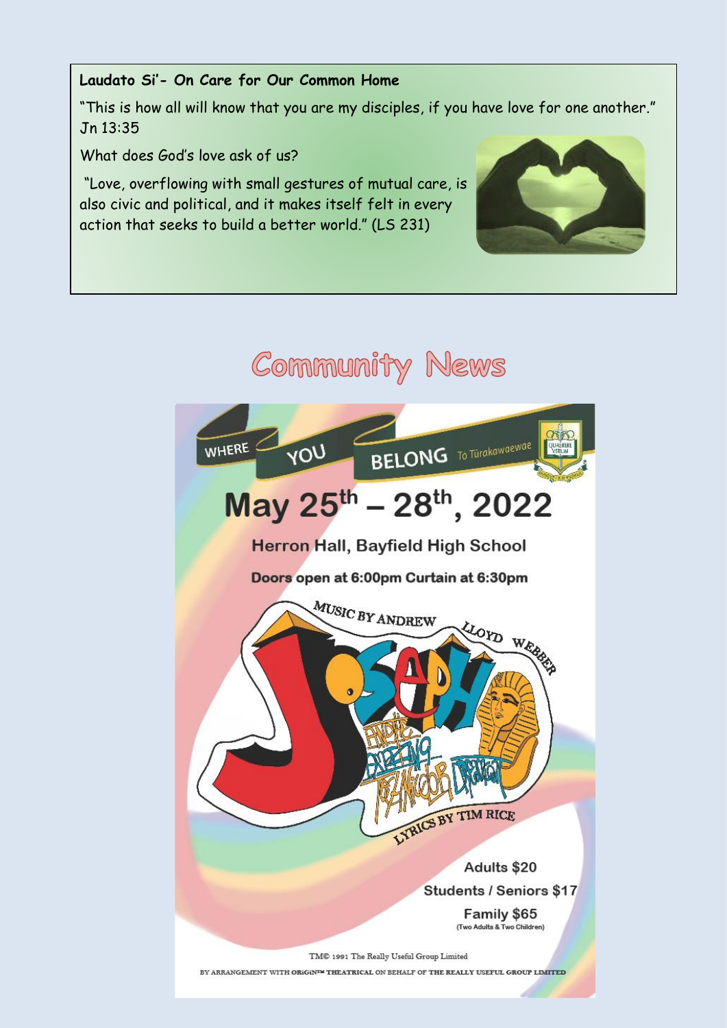**Laudato Si'- On Care for Our Common Home**

"This is how all will know that you are my disciples, if you have love for one another." Jn 13:35

What does God's love ask of us?

"Love, overflowing with small gestures of mutual care, is also civic and political, and it makes itself felt in every action that seeks to build a better world." (LS 231)

# Community News

WHERE YOU BELONG To Tūrakawaewae

## May 25th – 28th, 2022

**Herron Hall, Bayfield High School**

**Doors open at 6:00pm Curtain at 6:30pm**

MUSIC BY ANDREW LLOYD WEBBER

JOSEPH AND THE AMAZING TECHNICOLOR DREAMCOAT

LYRICS BY TIM RICE

**Adults $20**

**Students / Seniors $17**

**Family $65**
(Two Adults & Two Children)

TM© 1991 The Really Useful Group Limited

BY ARRANGEMENT WITH ORiGiN™ THEATRICAL ON BEHALF OF THE REALLY USEFUL GROUP LIMITED